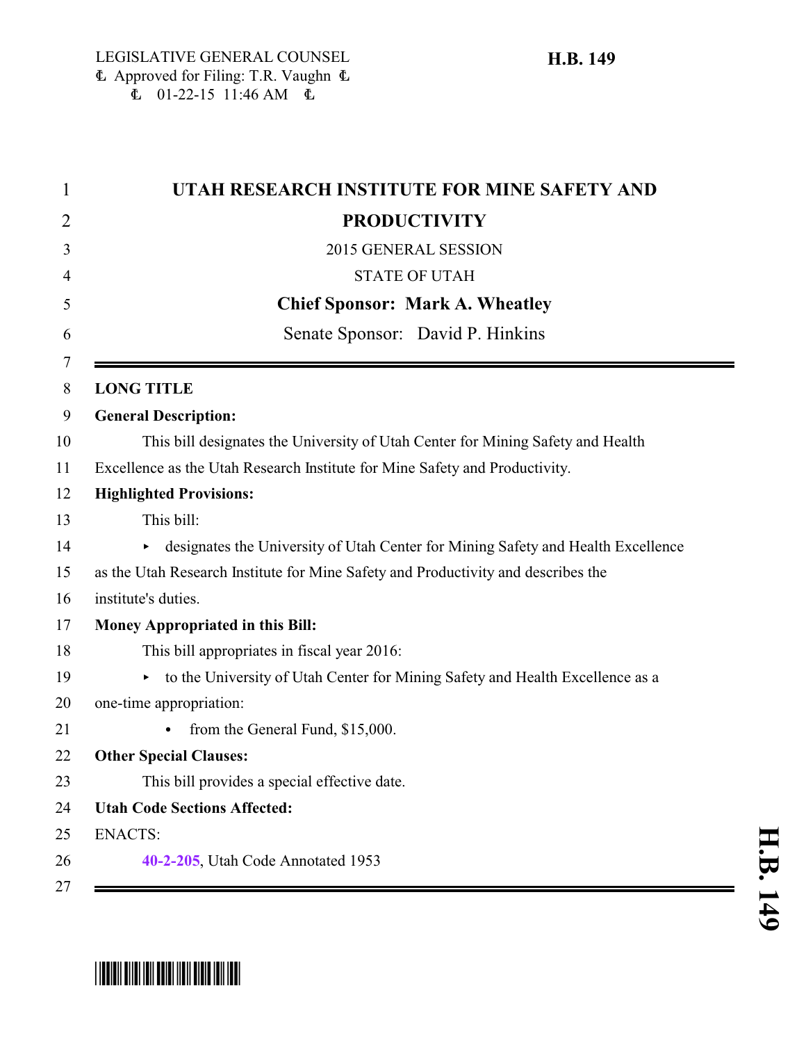LEGISLATIVE GENERAL COUNSEL
Approved for Filing: T.R. Vaughn
01-22-15 11:46 AM

**H.B. 149**

# UTAH RESEARCH INSTITUTE FOR MINE SAFETY AND PRODUCTIVITY

2015 GENERAL SESSION

STATE OF UTAH

**Chief Sponsor: Mark A. Wheatley**

Senate Sponsor: David P. Hinkins

**LONG TITLE**

**General Description:**

This bill designates the University of Utah Center for Mining Safety and Health Excellence as the Utah Research Institute for Mine Safety and Productivity.

**Highlighted Provisions:**

This bill:

- designates the University of Utah Center for Mining Safety and Health Excellence as the Utah Research Institute for Mine Safety and Productivity and describes the institute's duties.

**Money Appropriated in this Bill:**

This bill appropriates in fiscal year 2016:

- to the University of Utah Center for Mining Safety and Health Excellence as a one-time appropriation:
  - from the General Fund, $15,000.

**Other Special Clauses:**

This bill provides a special effective date.

**Utah Code Sections Affected:**

ENACTS:

40-2-205, Utah Code Annotated 1953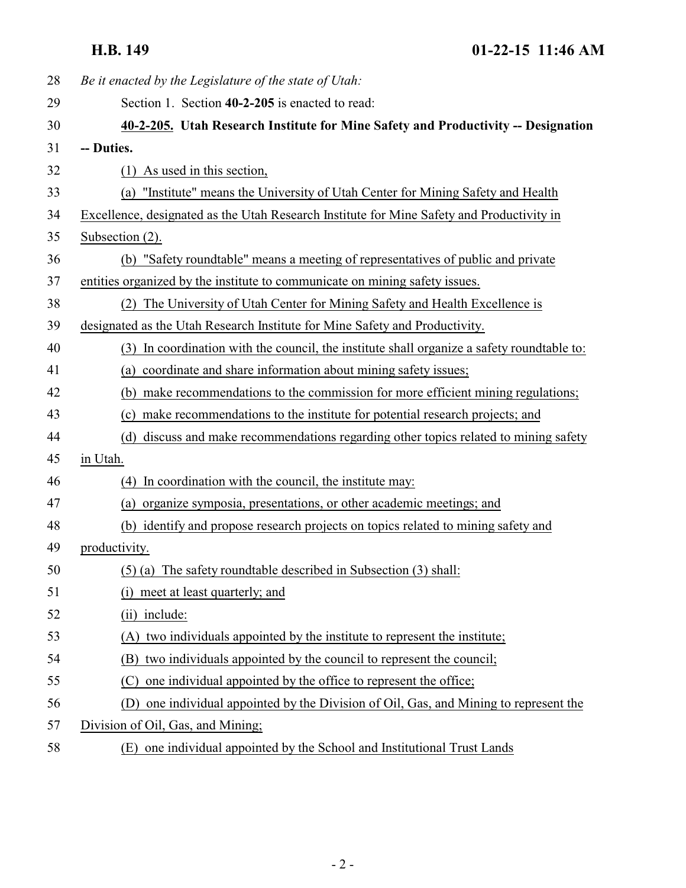*Be it enacted by the Legislature of the state of Utah:*

Section 1. Section **40-2-205** is enacted to read:

**40-2-205. Utah Research Institute for Mine Safety and Productivity -- Designation -- Duties.**

(1) As used in this section,

(a) "Institute" means the University of Utah Center for Mining Safety and Health Excellence, designated as the Utah Research Institute for Mine Safety and Productivity in Subsection (2).

(b) "Safety roundtable" means a meeting of representatives of public and private entities organized by the institute to communicate on mining safety issues.

(2) The University of Utah Center for Mining Safety and Health Excellence is designated as the Utah Research Institute for Mine Safety and Productivity.

(3) In coordination with the council, the institute shall organize a safety roundtable to:

(a) coordinate and share information about mining safety issues;

(b) make recommendations to the commission for more efficient mining regulations;

(c) make recommendations to the institute for potential research projects; and

(d) discuss and make recommendations regarding other topics related to mining safety in Utah.

(4) In coordination with the council, the institute may:

(a) organize symposia, presentations, or other academic meetings; and

(b) identify and propose research projects on topics related to mining safety and productivity.

(5) (a) The safety roundtable described in Subsection (3) shall:

(i) meet at least quarterly; and

(ii) include:

(A) two individuals appointed by the institute to represent the institute;

(B) two individuals appointed by the council to represent the council;

(C) one individual appointed by the office to represent the office;

(D) one individual appointed by the Division of Oil, Gas, and Mining to represent the Division of Oil, Gas, and Mining;

(E) one individual appointed by the School and Institutional Trust Lands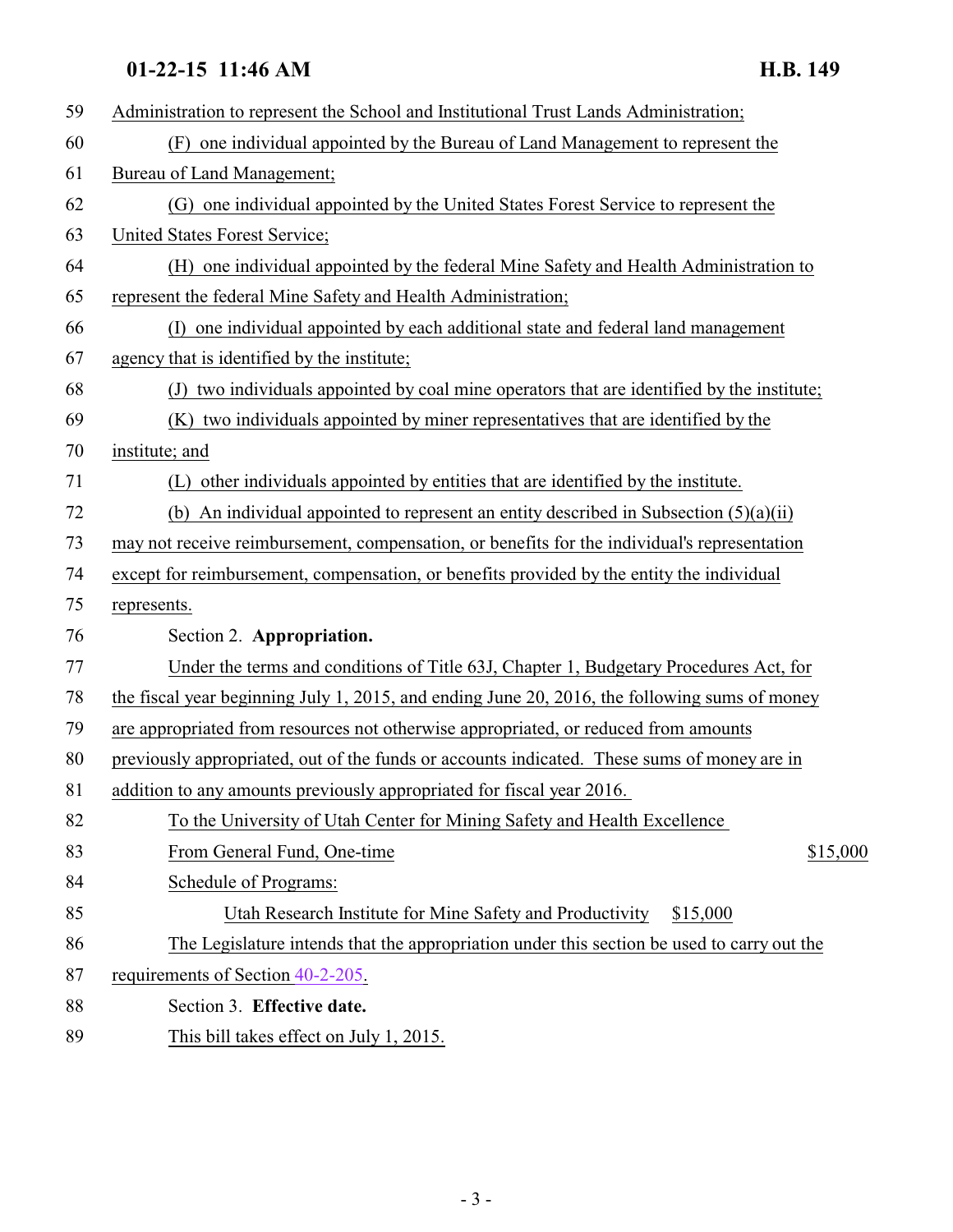Administration to represent the School and Institutional Trust Lands Administration;

(F) one individual appointed by the Bureau of Land Management to represent the Bureau of Land Management;

(G) one individual appointed by the United States Forest Service to represent the United States Forest Service;

(H) one individual appointed by the federal Mine Safety and Health Administration to represent the federal Mine Safety and Health Administration;

(I) one individual appointed by each additional state and federal land management agency that is identified by the institute;

(J) two individuals appointed by coal mine operators that are identified by the institute;

(K) two individuals appointed by miner representatives that are identified by the institute; and

(L) other individuals appointed by entities that are identified by the institute.

(b) An individual appointed to represent an entity described in Subsection (5)(a)(ii) may not receive reimbursement, compensation, or benefits for the individual's representation except for reimbursement, compensation, or benefits provided by the entity the individual represents.

Section 2. **Appropriation.**

Under the terms and conditions of Title 63J, Chapter 1, Budgetary Procedures Act, for the fiscal year beginning July 1, 2015, and ending June 20, 2016, the following sums of money are appropriated from resources not otherwise appropriated, or reduced from amounts previously appropriated, out of the funds or accounts indicated. These sums of money are in addition to any amounts previously appropriated for fiscal year 2016.

To the University of Utah Center for Mining Safety and Health Excellence

From General Fund, One-time $15,000

Schedule of Programs:

Utah Research Institute for Mine Safety and Productivity $15,000

The Legislature intends that the appropriation under this section be used to carry out the requirements of Section 40-2-205.

Section 3. **Effective date.**

This bill takes effect on July 1, 2015.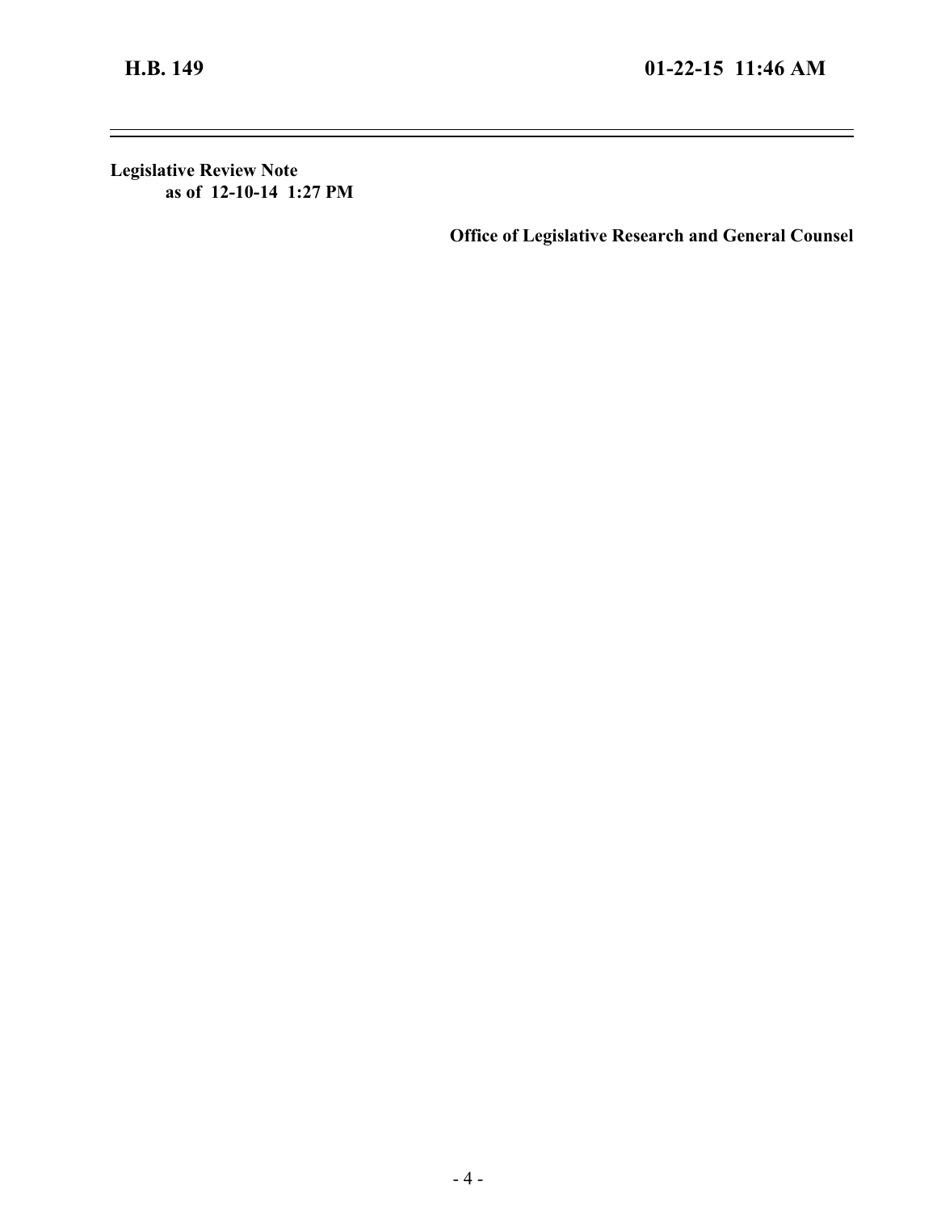**Legislative Review Note**
**as of 12-10-14 1:27 PM**

**Office of Legislative Research and General Counsel**